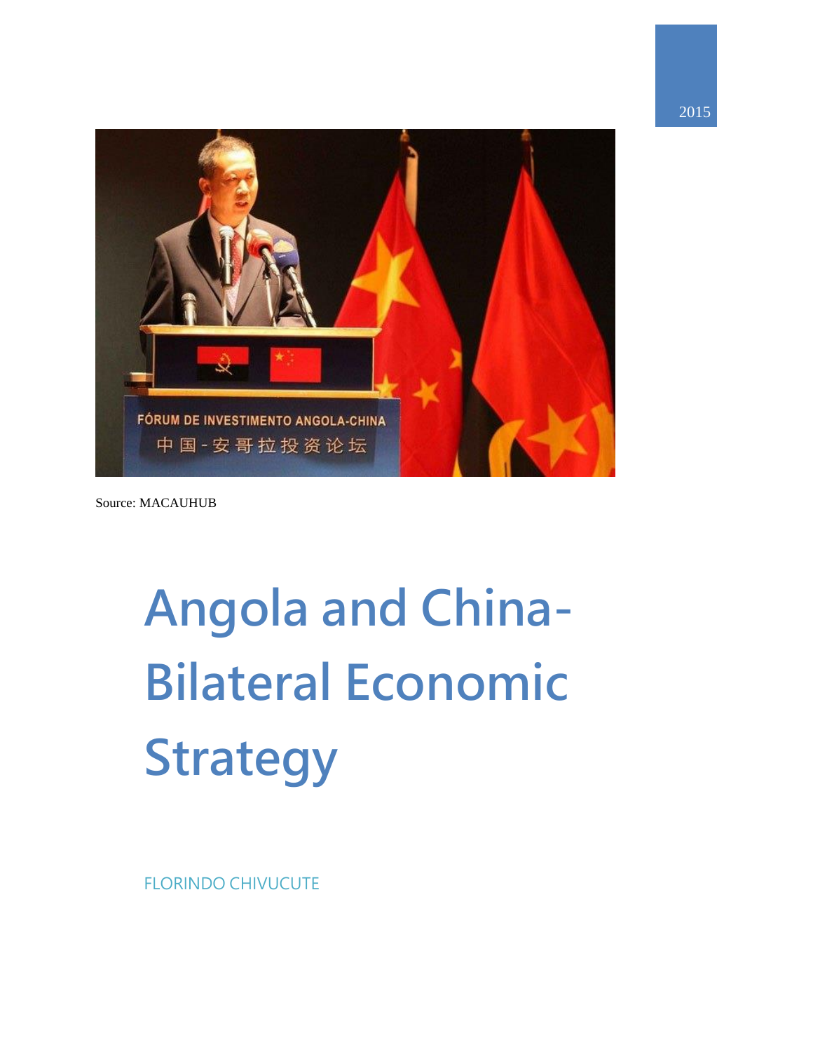2015

Source: MACAUHUB

# Angola and China-Bilateral Economic Strategy

FLORINDO CHIVUCUTE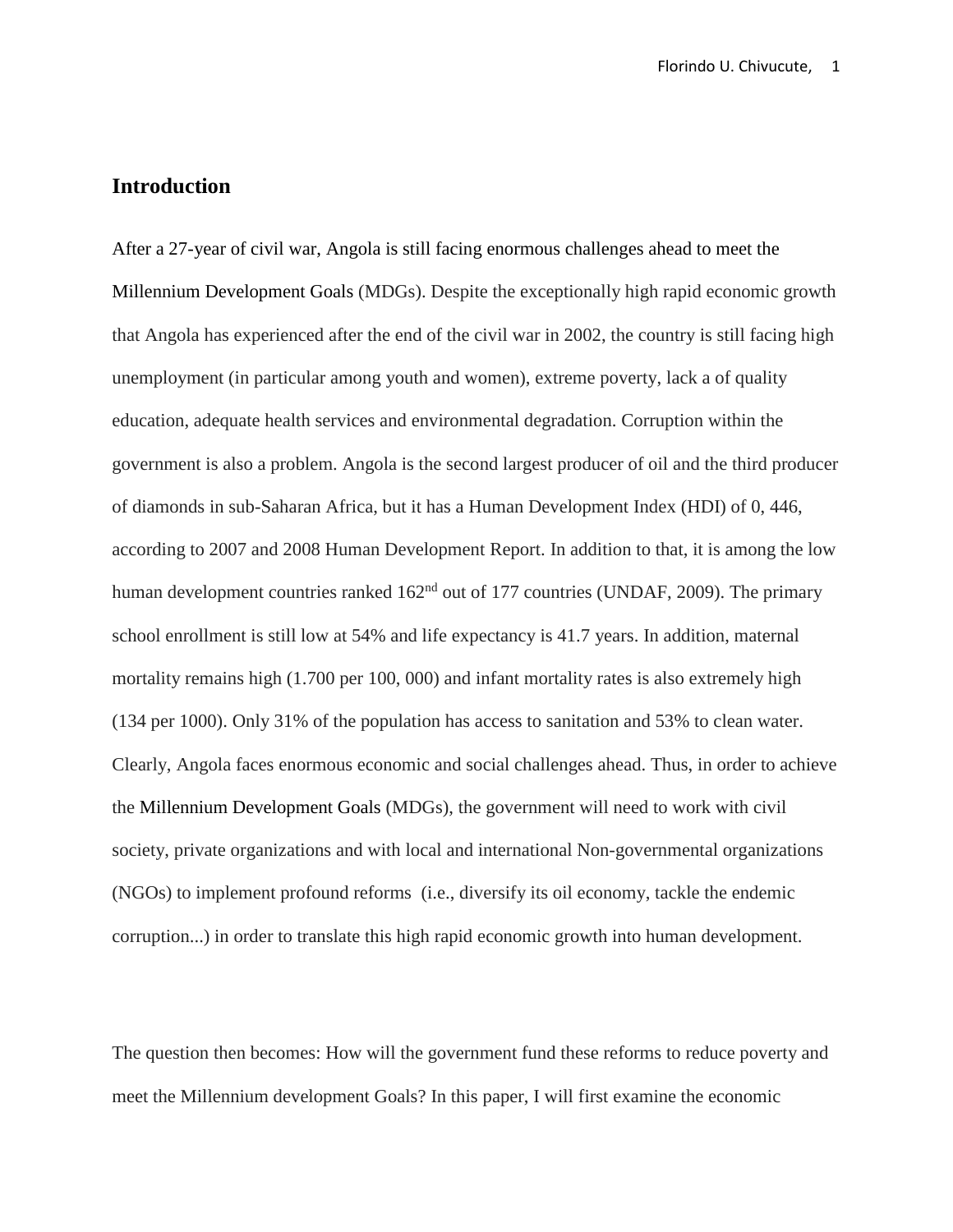## Introduction

After a 27-year of civil war, Angola is still facing enormous challenges ahead to meet the Millennium Development Goals (MDGs). Despite the exceptionally high rapid economic growth that Angola has experienced after the end of the civil war in 2002, the country is still facing high unemployment (in particular among youth and women), extreme poverty, lack a of quality education, adequate health services and environmental degradation. Corruption within the government is also a problem. Angola is the second largest producer of oil and the third producer of diamonds in sub-Saharan Africa, but it has a Human Development Index (HDI) of 0, 446, according to 2007 and 2008 Human Development Report. In addition to that, it is among the low human development countries ranked 162nd out of 177 countries (UNDAF, 2009). The primary school enrollment is still low at 54% and life expectancy is 41.7 years. In addition, maternal mortality remains high (1.700 per 100, 000) and infant mortality rates is also extremely high (134 per 1000). Only 31% of the population has access to sanitation and 53% to clean water. Clearly, Angola faces enormous economic and social challenges ahead. Thus, in order to achieve the Millennium Development Goals (MDGs), the government will need to work with civil society, private organizations and with local and international Non-governmental organizations (NGOs) to implement profound reforms (i.e., diversify its oil economy, tackle the endemic corruption...) in order to translate this high rapid economic growth into human development.

The question then becomes: How will the government fund these reforms to reduce poverty and meet the Millennium development Goals? In this paper, I will first examine the economic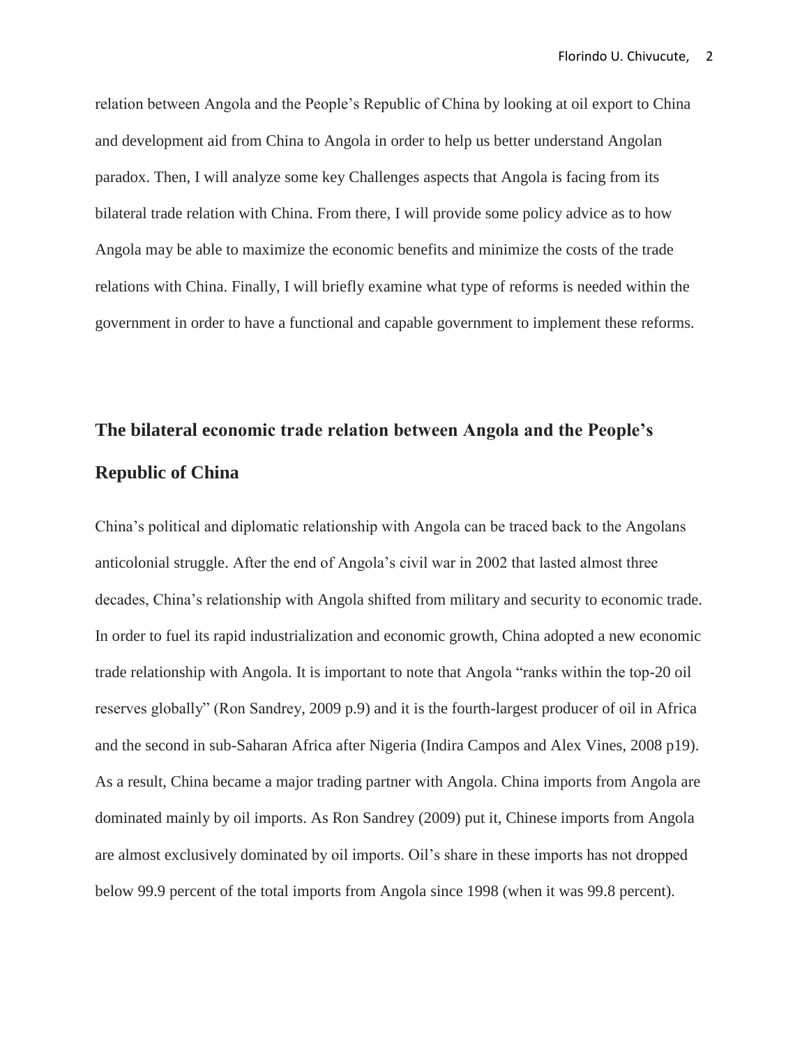relation between Angola and the People's Republic of China by looking at oil export to China and development aid from China to Angola in order to help us better understand Angolan paradox. Then, I will analyze some key Challenges aspects that Angola is facing from its bilateral trade relation with China. From there, I will provide some policy advice as to how Angola may be able to maximize the economic benefits and minimize the costs of the trade relations with China. Finally, I will briefly examine what type of reforms is needed within the government in order to have a functional and capable government to implement these reforms.

## The bilateral economic trade relation between Angola and the People's Republic of China

China's political and diplomatic relationship with Angola can be traced back to the Angolans anticolonial struggle. After the end of Angola's civil war in 2002 that lasted almost three decades, China's relationship with Angola shifted from military and security to economic trade. In order to fuel its rapid industrialization and economic growth, China adopted a new economic trade relationship with Angola. It is important to note that Angola "ranks within the top-20 oil reserves globally" (Ron Sandrey, 2009 p.9) and it is the fourth-largest producer of oil in Africa and the second in sub-Saharan Africa after Nigeria (Indira Campos and Alex Vines, 2008 p19). As a result, China became a major trading partner with Angola. China imports from Angola are dominated mainly by oil imports. As Ron Sandrey (2009) put it, Chinese imports from Angola are almost exclusively dominated by oil imports. Oil's share in these imports has not dropped below 99.9 percent of the total imports from Angola since 1998 (when it was 99.8 percent).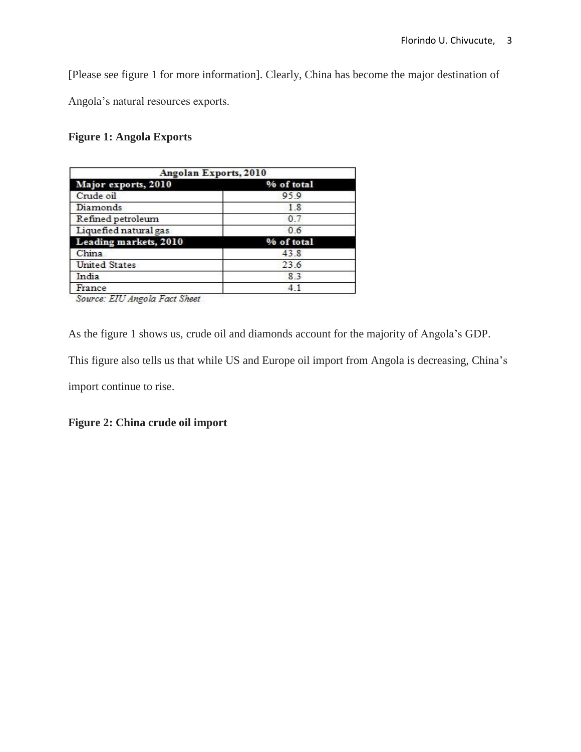[Please see figure 1 for more information]. Clearly, China has become the major destination of Angola's natural resources exports.

**Figure 1: Angola Exports**

| Angolan Exports, 2010 | |
|---|---|
| **Major exports, 2010** | **% of total** |
| Crude oil | 95.9 |
| Diamonds | 1.8 |
| Refined petroleum | 0.7 |
| Liquefied natural gas | 0.6 |
| **Leading markets, 2010** | **% of total** |
| China | 43.8 |
| United States | 23.6 |
| India | 8.3 |
| France | 4.1 |

*Source: EIU Angola Fact Sheet*

As the figure 1 shows us, crude oil and diamonds account for the majority of Angola's GDP. This figure also tells us that while US and Europe oil import from Angola is decreasing, China's import continue to rise.

**Figure 2: China crude oil import**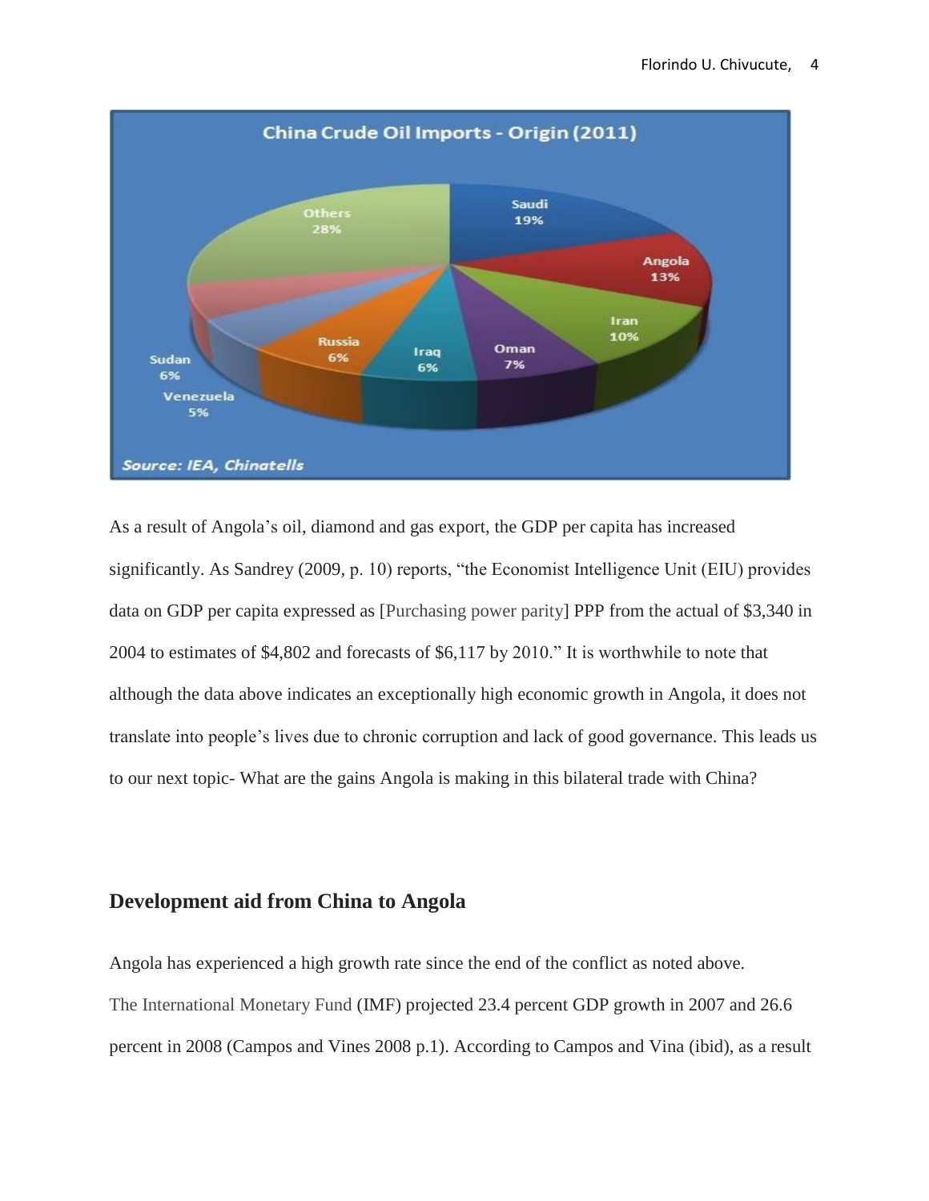As a result of Angola's oil, diamond and gas export, the GDP per capita has increased significantly. As Sandrey (2009, p. 10) reports, "the Economist Intelligence Unit (EIU) provides data on GDP per capita expressed as [Purchasing power parity] PPP from the actual of $3,340 in 2004 to estimates of $4,802 and forecasts of $6,117 by 2010." It is worthwhile to note that although the data above indicates an exceptionally high economic growth in Angola, it does not translate into people's lives due to chronic corruption and lack of good governance. This leads us to our next topic- What are the gains Angola is making in this bilateral trade with China?

## Development aid from China to Angola

Angola has experienced a high growth rate since the end of the conflict as noted above. The International Monetary Fund (IMF) projected 23.4 percent GDP growth in 2007 and 26.6 percent in 2008 (Campos and Vines 2008 p.1). According to Campos and Vina (ibid), as a result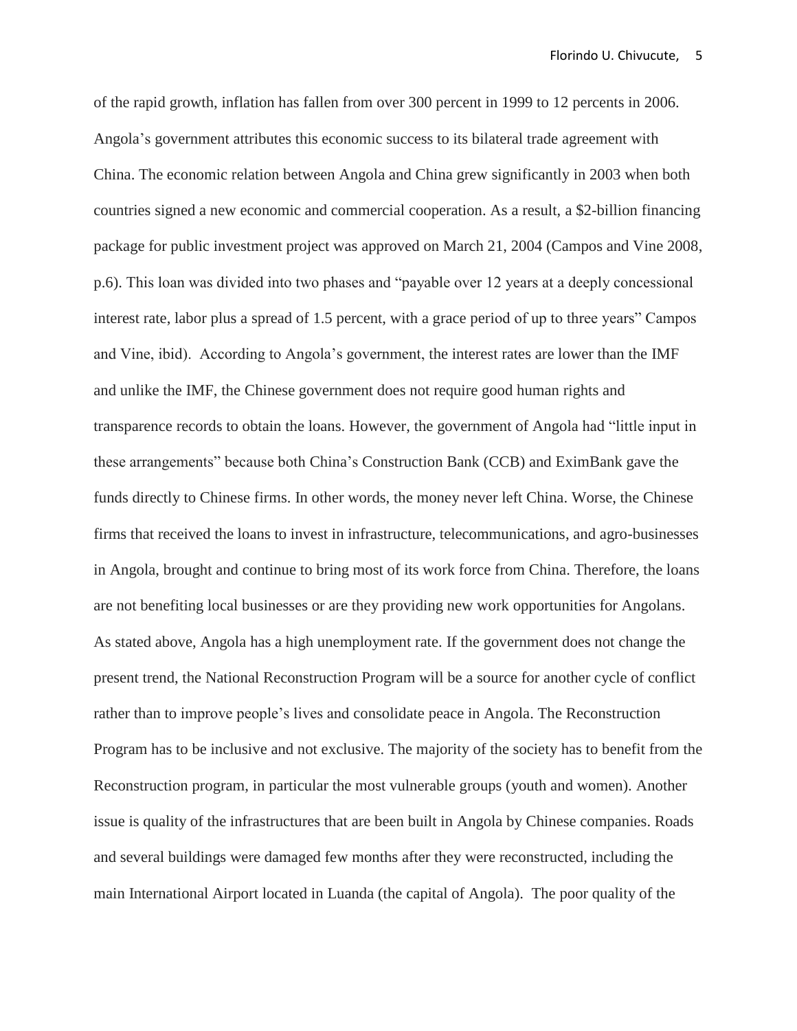of the rapid growth, inflation has fallen from over 300 percent in 1999 to 12 percents in 2006. Angola's government attributes this economic success to its bilateral trade agreement with China. The economic relation between Angola and China grew significantly in 2003 when both countries signed a new economic and commercial cooperation. As a result, a $2-billion financing package for public investment project was approved on March 21, 2004 (Campos and Vine 2008, p.6). This loan was divided into two phases and "payable over 12 years at a deeply concessional interest rate, labor plus a spread of 1.5 percent, with a grace period of up to three years" Campos and Vine, ibid). According to Angola's government, the interest rates are lower than the IMF and unlike the IMF, the Chinese government does not require good human rights and transparence records to obtain the loans. However, the government of Angola had "little input in these arrangements" because both China's Construction Bank (CCB) and EximBank gave the funds directly to Chinese firms. In other words, the money never left China. Worse, the Chinese firms that received the loans to invest in infrastructure, telecommunications, and agro-businesses in Angola, brought and continue to bring most of its work force from China. Therefore, the loans are not benefiting local businesses or are they providing new work opportunities for Angolans. As stated above, Angola has a high unemployment rate. If the government does not change the present trend, the National Reconstruction Program will be a source for another cycle of conflict rather than to improve people's lives and consolidate peace in Angola. The Reconstruction Program has to be inclusive and not exclusive. The majority of the society has to benefit from the Reconstruction program, in particular the most vulnerable groups (youth and women). Another issue is quality of the infrastructures that are been built in Angola by Chinese companies. Roads and several buildings were damaged few months after they were reconstructed, including the main International Airport located in Luanda (the capital of Angola). The poor quality of the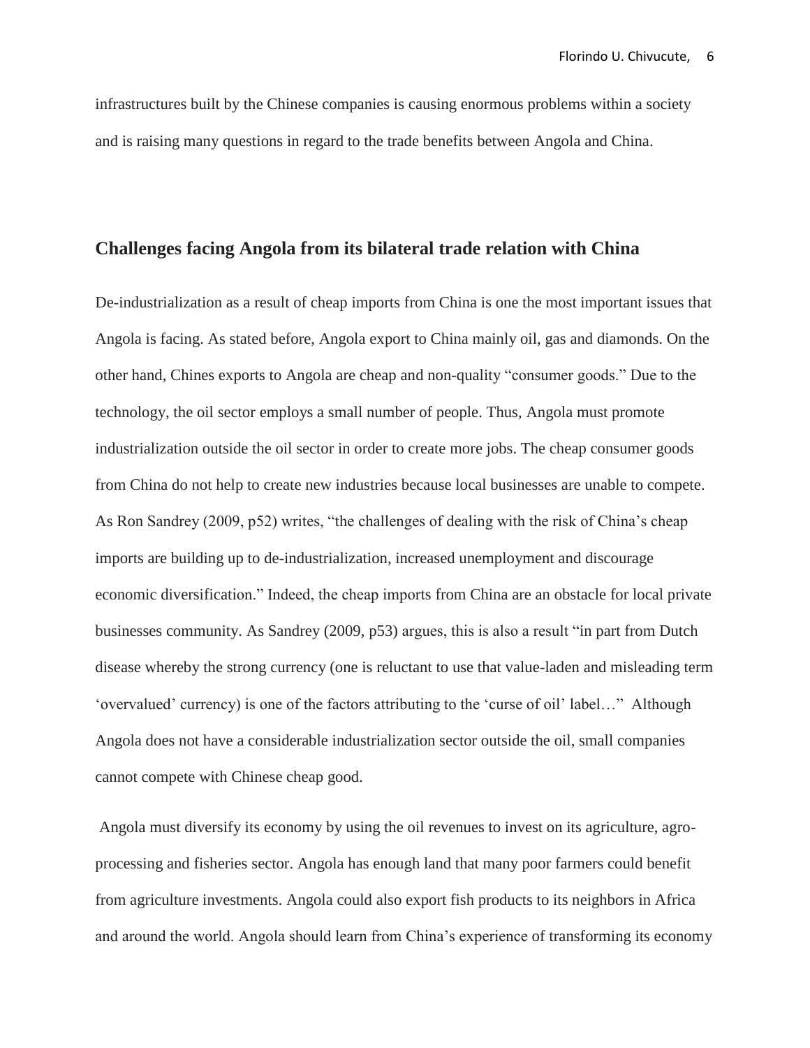infrastructures built by the Chinese companies is causing enormous problems within a society and is raising many questions in regard to the trade benefits between Angola and China.

## Challenges facing Angola from its bilateral trade relation with China

De-industrialization as a result of cheap imports from China is one the most important issues that Angola is facing. As stated before, Angola export to China mainly oil, gas and diamonds. On the other hand, Chines exports to Angola are cheap and non-quality "consumer goods." Due to the technology, the oil sector employs a small number of people. Thus, Angola must promote industrialization outside the oil sector in order to create more jobs. The cheap consumer goods from China do not help to create new industries because local businesses are unable to compete. As Ron Sandrey (2009, p52) writes, "the challenges of dealing with the risk of China's cheap imports are building up to de-industrialization, increased unemployment and discourage economic diversification." Indeed, the cheap imports from China are an obstacle for local private businesses community. As Sandrey (2009, p53) argues, this is also a result "in part from Dutch disease whereby the strong currency (one is reluctant to use that value-laden and misleading term 'overvalued' currency) is one of the factors attributing to the 'curse of oil' label…" Although Angola does not have a considerable industrialization sector outside the oil, small companies cannot compete with Chinese cheap good.

Angola must diversify its economy by using the oil revenues to invest on its agriculture, agro-processing and fisheries sector. Angola has enough land that many poor farmers could benefit from agriculture investments. Angola could also export fish products to its neighbors in Africa and around the world. Angola should learn from China's experience of transforming its economy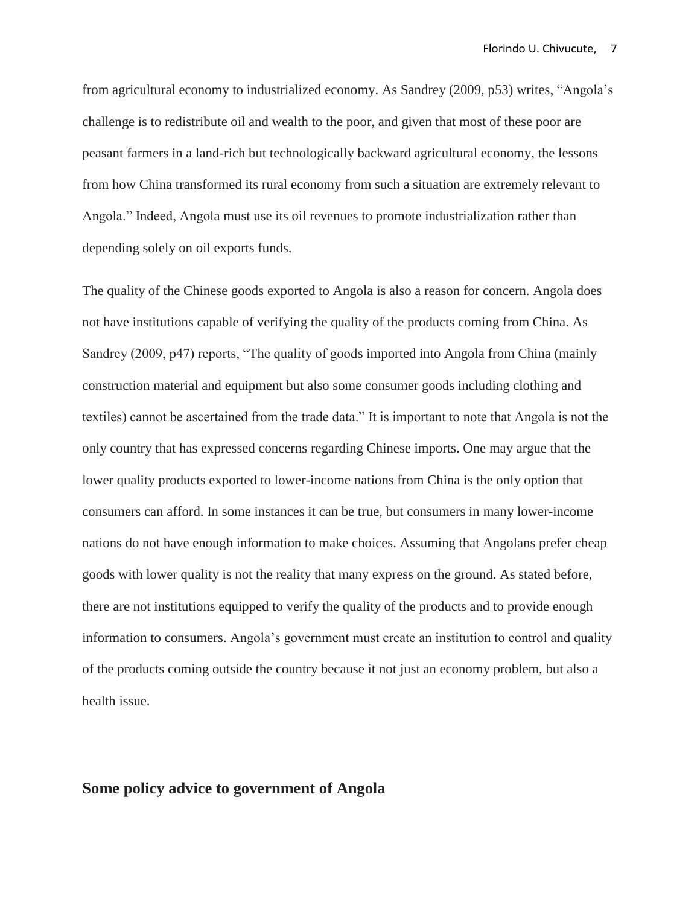from agricultural economy to industrialized economy. As Sandrey (2009, p53) writes, "Angola's challenge is to redistribute oil and wealth to the poor, and given that most of these poor are peasant farmers in a land-rich but technologically backward agricultural economy, the lessons from how China transformed its rural economy from such a situation are extremely relevant to Angola." Indeed, Angola must use its oil revenues to promote industrialization rather than depending solely on oil exports funds.

The quality of the Chinese goods exported to Angola is also a reason for concern. Angola does not have institutions capable of verifying the quality of the products coming from China. As Sandrey (2009, p47) reports, "The quality of goods imported into Angola from China (mainly construction material and equipment but also some consumer goods including clothing and textiles) cannot be ascertained from the trade data." It is important to note that Angola is not the only country that has expressed concerns regarding Chinese imports. One may argue that the lower quality products exported to lower-income nations from China is the only option that consumers can afford. In some instances it can be true, but consumers in many lower-income nations do not have enough information to make choices. Assuming that Angolans prefer cheap goods with lower quality is not the reality that many express on the ground. As stated before, there are not institutions equipped to verify the quality of the products and to provide enough information to consumers. Angola's government must create an institution to control and quality of the products coming outside the country because it not just an economy problem, but also a health issue.

## Some policy advice to government of Angola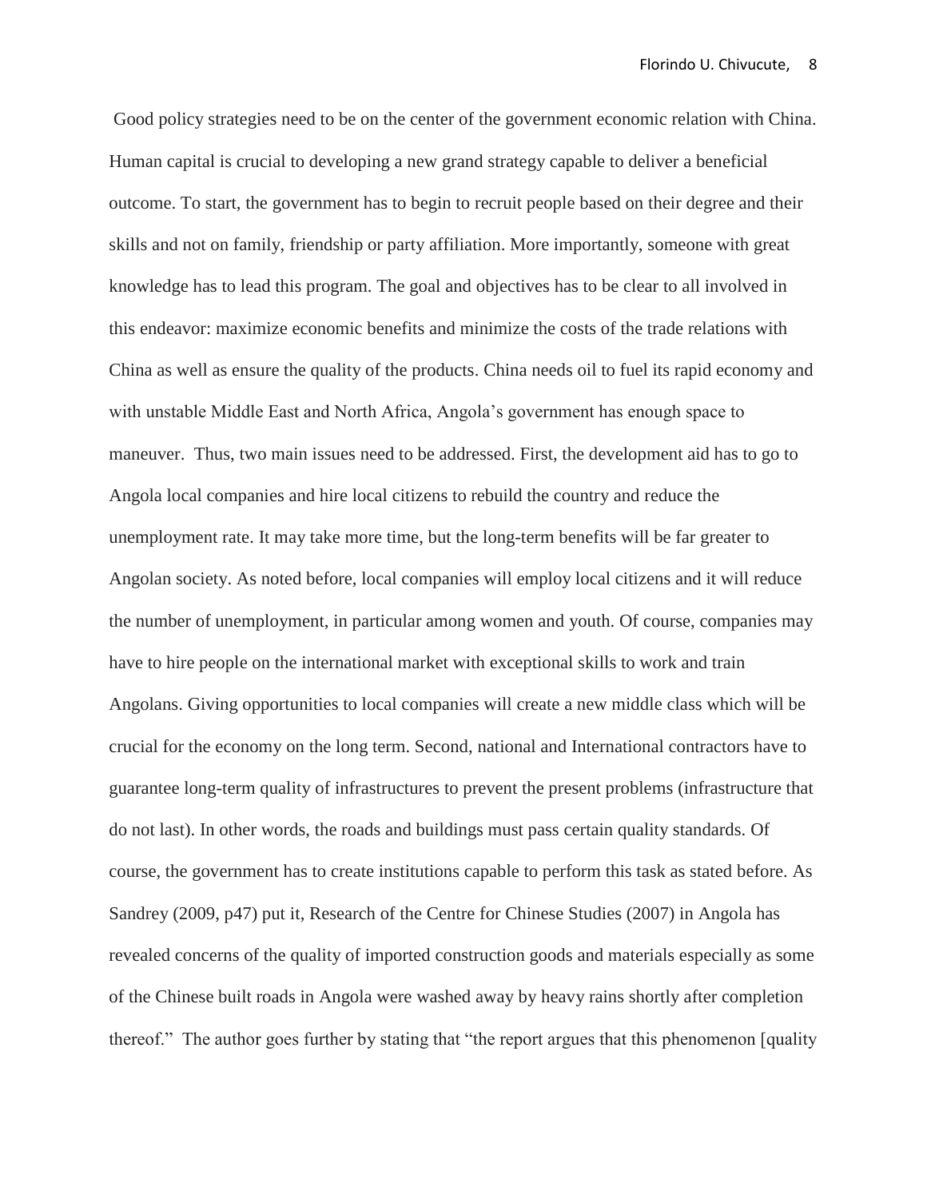Good policy strategies need to be on the center of the government economic relation with China. Human capital is crucial to developing a new grand strategy capable to deliver a beneficial outcome. To start, the government has to begin to recruit people based on their degree and their skills and not on family, friendship or party affiliation. More importantly, someone with great knowledge has to lead this program. The goal and objectives has to be clear to all involved in this endeavor: maximize economic benefits and minimize the costs of the trade relations with China as well as ensure the quality of the products. China needs oil to fuel its rapid economy and with unstable Middle East and North Africa, Angola's government has enough space to maneuver. Thus, two main issues need to be addressed. First, the development aid has to go to Angola local companies and hire local citizens to rebuild the country and reduce the unemployment rate. It may take more time, but the long-term benefits will be far greater to Angolan society. As noted before, local companies will employ local citizens and it will reduce the number of unemployment, in particular among women and youth. Of course, companies may have to hire people on the international market with exceptional skills to work and train Angolans. Giving opportunities to local companies will create a new middle class which will be crucial for the economy on the long term. Second, national and International contractors have to guarantee long-term quality of infrastructures to prevent the present problems (infrastructure that do not last). In other words, the roads and buildings must pass certain quality standards. Of course, the government has to create institutions capable to perform this task as stated before. As Sandrey (2009, p47) put it, Research of the Centre for Chinese Studies (2007) in Angola has revealed concerns of the quality of imported construction goods and materials especially as some of the Chinese built roads in Angola were washed away by heavy rains shortly after completion thereof." The author goes further by stating that "the report argues that this phenomenon [quality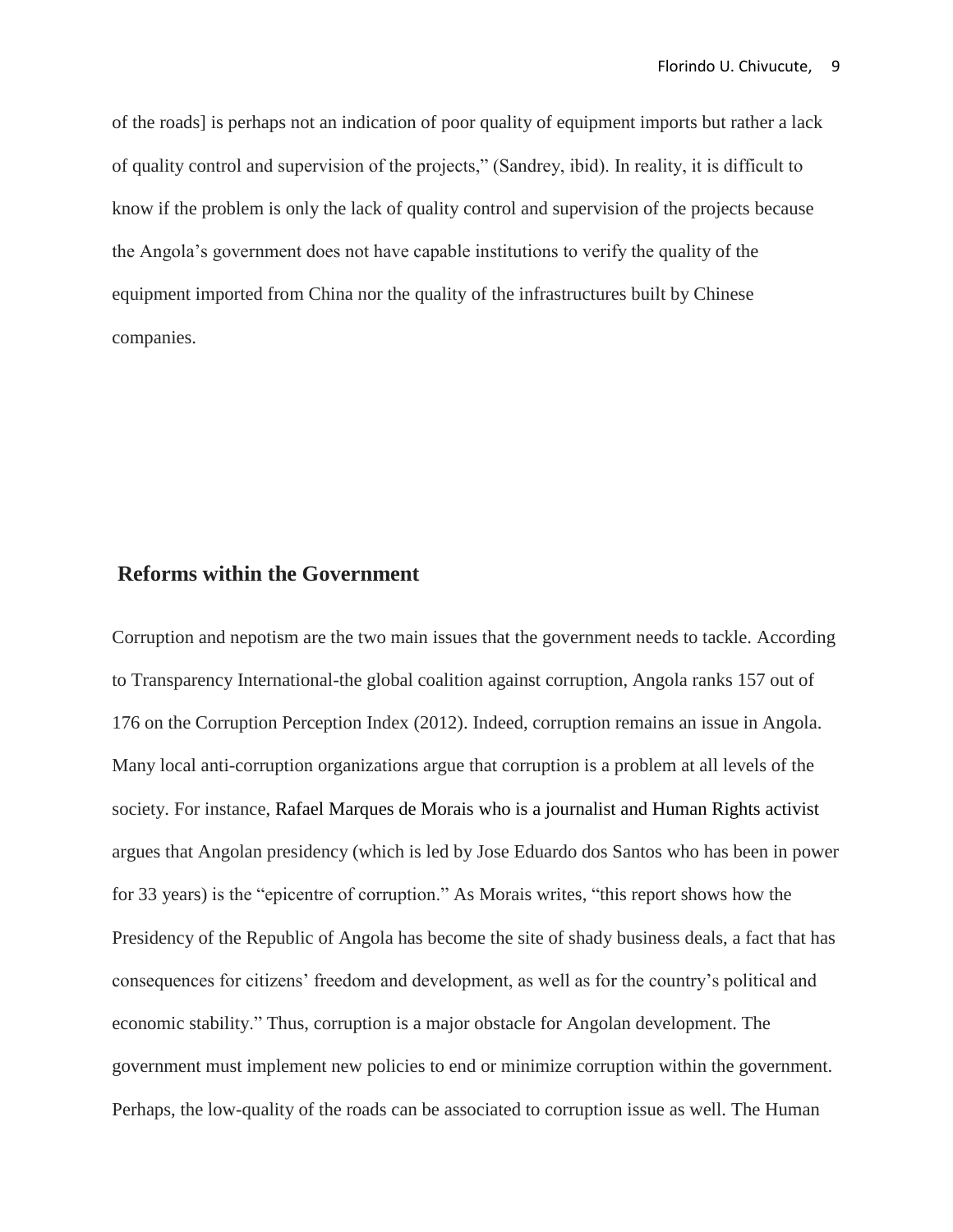of the roads] is perhaps not an indication of poor quality of equipment imports but rather a lack of quality control and supervision of the projects," (Sandrey, ibid). In reality, it is difficult to know if the problem is only the lack of quality control and supervision of the projects because the Angola's government does not have capable institutions to verify the quality of the equipment imported from China nor the quality of the infrastructures built by Chinese companies.

## Reforms within the Government

Corruption and nepotism are the two main issues that the government needs to tackle. According to Transparency International-the global coalition against corruption, Angola ranks 157 out of 176 on the Corruption Perception Index (2012). Indeed, corruption remains an issue in Angola. Many local anti-corruption organizations argue that corruption is a problem at all levels of the society. For instance, Rafael Marques de Morais who is a journalist and Human Rights activist argues that Angolan presidency (which is led by Jose Eduardo dos Santos who has been in power for 33 years) is the "epicentre of corruption." As Morais writes, "this report shows how the Presidency of the Republic of Angola has become the site of shady business deals, a fact that has consequences for citizens' freedom and development, as well as for the country's political and economic stability." Thus, corruption is a major obstacle for Angolan development. The government must implement new policies to end or minimize corruption within the government. Perhaps, the low-quality of the roads can be associated to corruption issue as well. The Human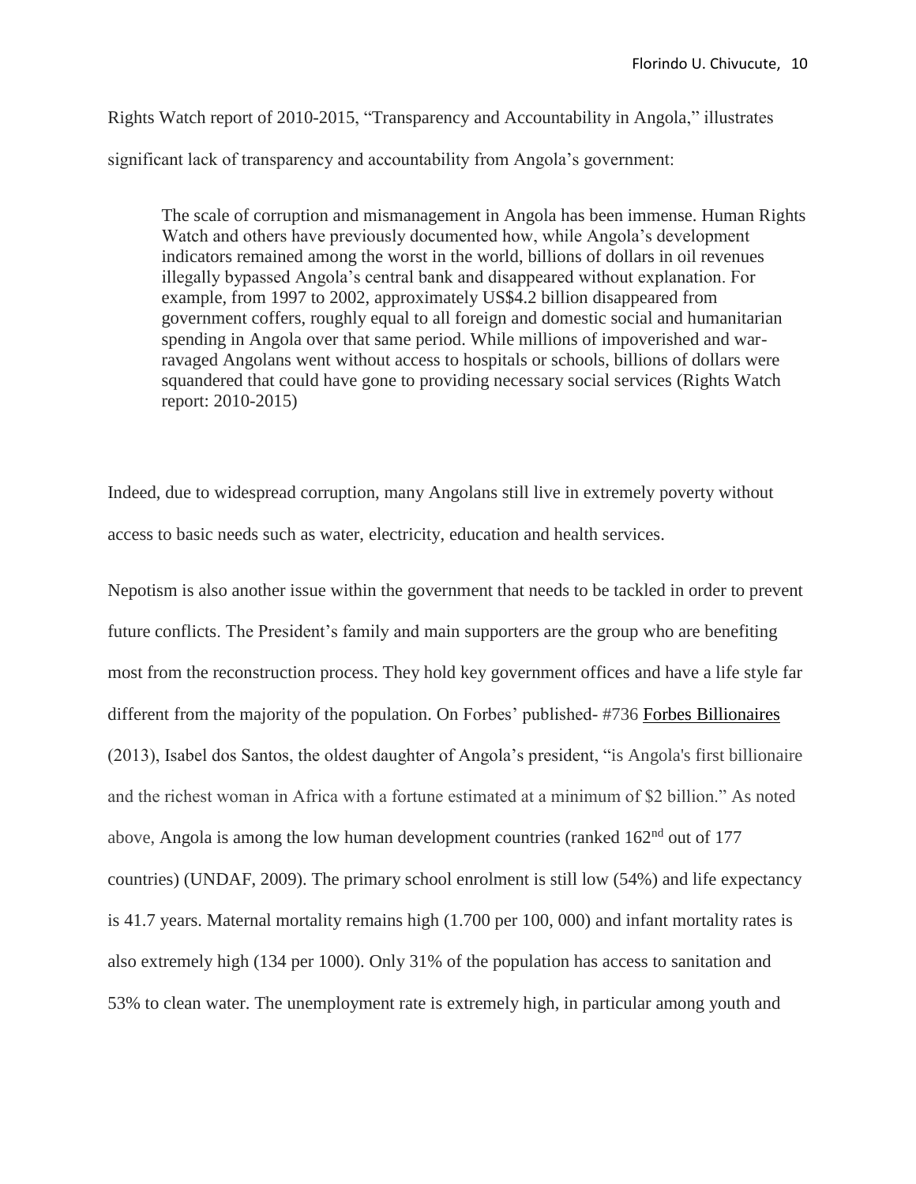Rights Watch report of 2010-2015, “Transparency and Accountability in Angola,” illustrates significant lack of transparency and accountability from Angola’s government:

> The scale of corruption and mismanagement in Angola has been immense. Human Rights Watch and others have previously documented how, while Angola’s development indicators remained among the worst in the world, billions of dollars in oil revenues illegally bypassed Angola’s central bank and disappeared without explanation. For example, from 1997 to 2002, approximately US$4.2 billion disappeared from government coffers, roughly equal to all foreign and domestic social and humanitarian spending in Angola over that same period. While millions of impoverished and war-ravaged Angolans went without access to hospitals or schools, billions of dollars were squandered that could have gone to providing necessary social services (Rights Watch report: 2010-2015)

Indeed, due to widespread corruption, many Angolans still live in extremely poverty without access to basic needs such as water, electricity, education and health services.

Nepotism is also another issue within the government that needs to be tackled in order to prevent future conflicts. The President’s family and main supporters are the group who are benefiting most from the reconstruction process. They hold key government offices and have a life style far different from the majority of the population. On Forbes’ published- #736 Forbes Billionaires (2013), Isabel dos Santos, the oldest daughter of Angola’s president, “is Angola's first billionaire and the richest woman in Africa with a fortune estimated at a minimum of $2 billion.” As noted above, Angola is among the low human development countries (ranked 162nd out of 177 countries) (UNDAF, 2009). The primary school enrolment is still low (54%) and life expectancy is 41.7 years. Maternal mortality remains high (1.700 per 100, 000) and infant mortality rates is also extremely high (134 per 1000). Only 31% of the population has access to sanitation and 53% to clean water. The unemployment rate is extremely high, in particular among youth and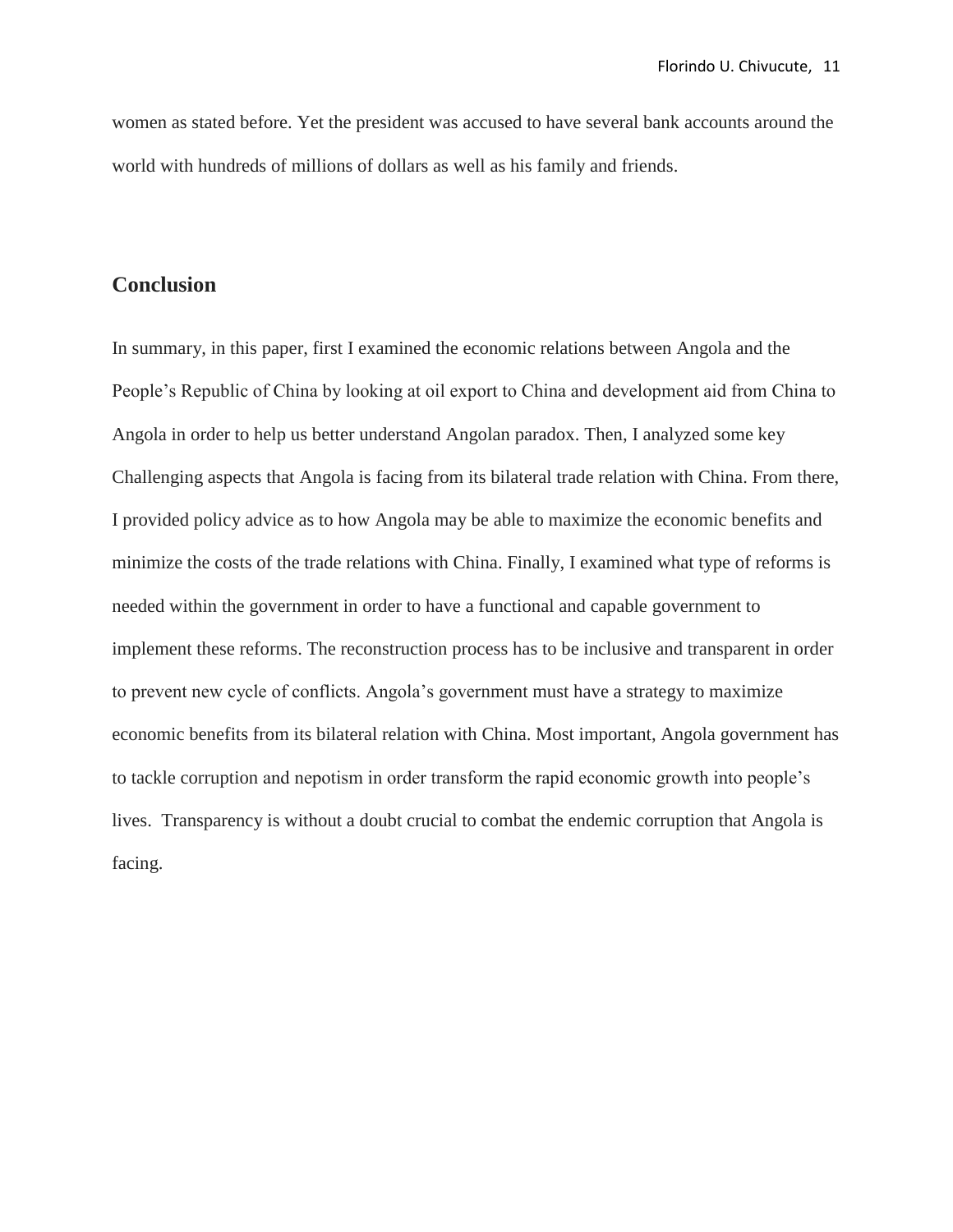women as stated before. Yet the president was accused to have several bank accounts around the world with hundreds of millions of dollars as well as his family and friends.

## Conclusion

In summary, in this paper, first I examined the economic relations between Angola and the People's Republic of China by looking at oil export to China and development aid from China to Angola in order to help us better understand Angolan paradox. Then, I analyzed some key Challenging aspects that Angola is facing from its bilateral trade relation with China. From there, I provided policy advice as to how Angola may be able to maximize the economic benefits and minimize the costs of the trade relations with China. Finally, I examined what type of reforms is needed within the government in order to have a functional and capable government to implement these reforms. The reconstruction process has to be inclusive and transparent in order to prevent new cycle of conflicts. Angola's government must have a strategy to maximize economic benefits from its bilateral relation with China. Most important, Angola government has to tackle corruption and nepotism in order transform the rapid economic growth into people's lives.  Transparency is without a doubt crucial to combat the endemic corruption that Angola is facing.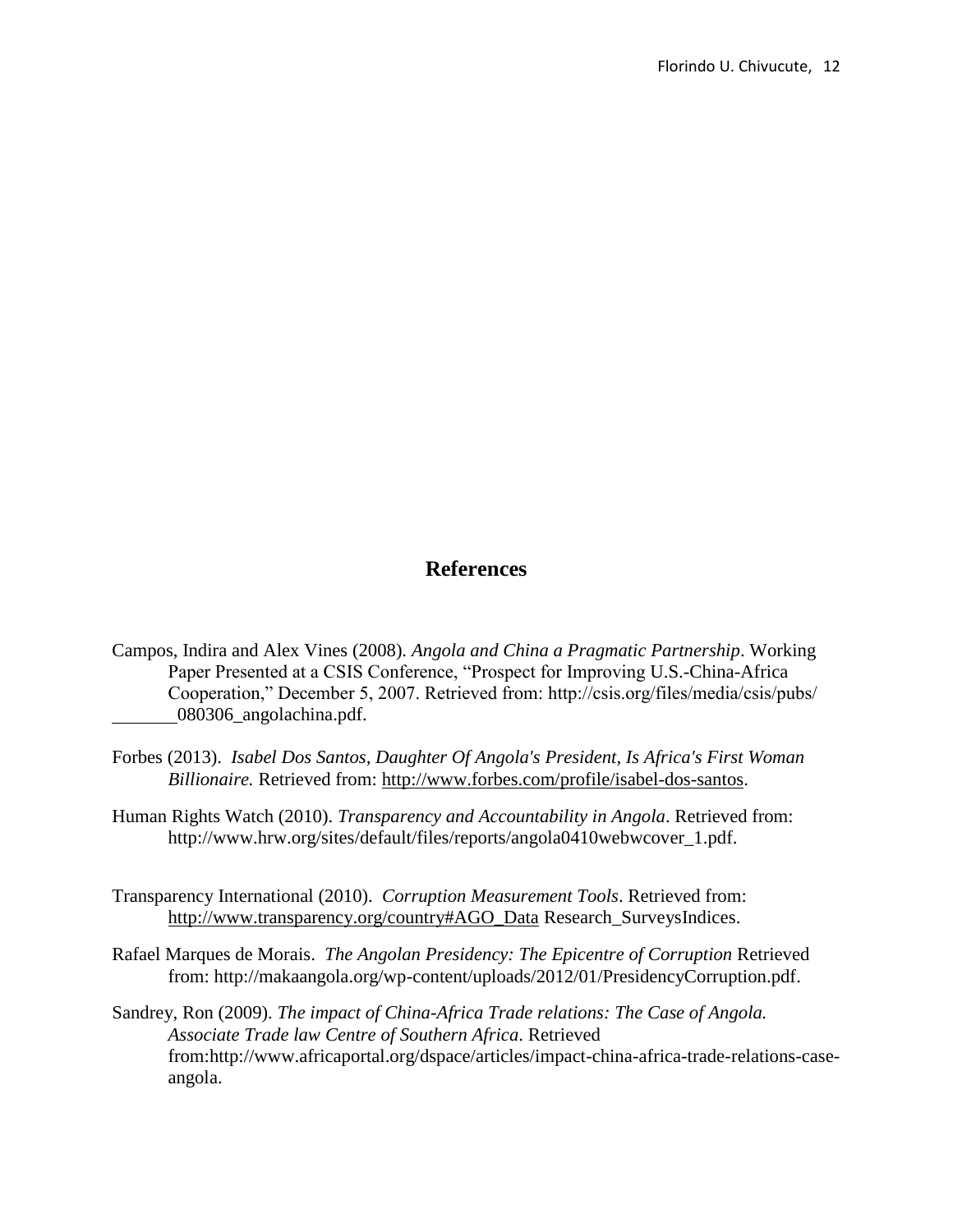# References

Campos, Indira and Alex Vines (2008). *Angola and China a Pragmatic Partnership*. Working Paper Presented at a CSIS Conference, "Prospect for Improving U.S.-China-Africa Cooperation," December 5, 2007. Retrieved from: http://csis.org/files/media/csis/pubs/ 080306_angolachina.pdf.

Forbes (2013). *Isabel Dos Santos, Daughter Of Angola's President, Is Africa's First Woman Billionaire.* Retrieved from: http://www.forbes.com/profile/isabel-dos-santos.

Human Rights Watch (2010). *Transparency and Accountability in Angola*. Retrieved from: http://www.hrw.org/sites/default/files/reports/angola0410webwcover_1.pdf.

Transparency International (2010). *Corruption Measurement Tools*. Retrieved from: http://www.transparency.org/country#AGO_Data Research_SurveysIndices.

Rafael Marques de Morais. *The Angolan Presidency: The Epicentre of Corruption* Retrieved from: http://makaangola.org/wp-content/uploads/2012/01/PresidencyCorruption.pdf.

Sandrey, Ron (2009). *The impact of China-Africa Trade relations: The Case of Angola. Associate Trade law Centre of Southern Africa*. Retrieved from:http://www.africaportal.org/dspace/articles/impact-china-africa-trade-relations-case-angola.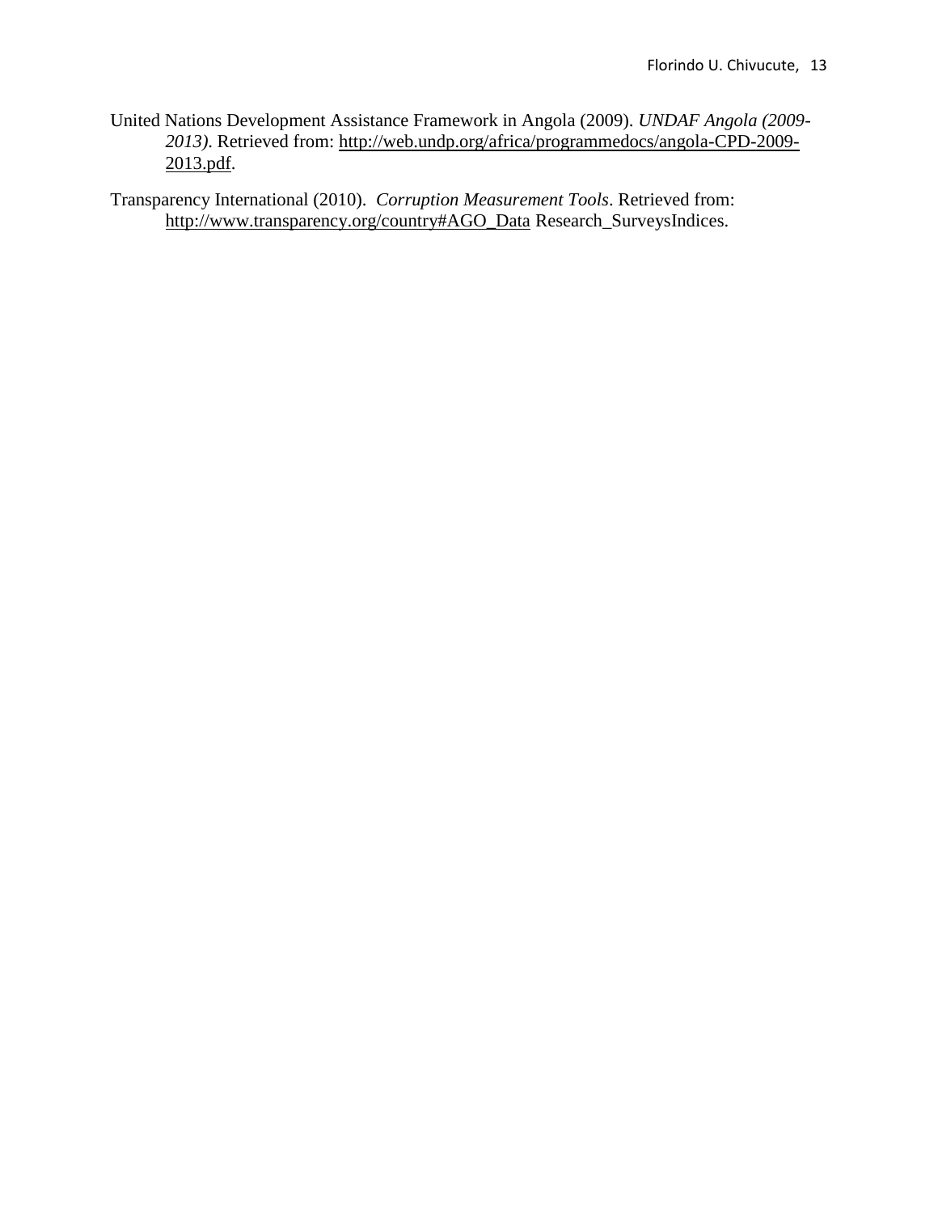United Nations Development Assistance Framework in Angola (2009). *UNDAF Angola (2009-2013)*. Retrieved from: http://web.undp.org/africa/programmedocs/angola-CPD-2009-2013.pdf.

Transparency International (2010). *Corruption Measurement Tools*. Retrieved from: http://www.transparency.org/country#AGO_Data Research_SurveysIndices.